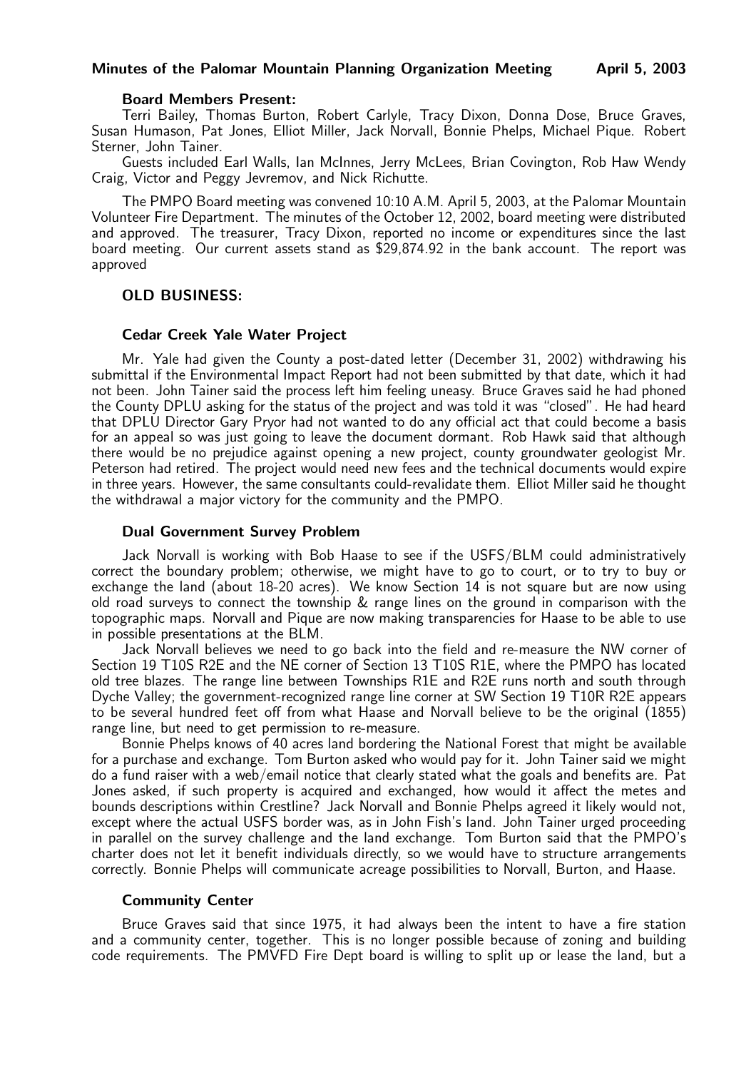**Minutes of the Palomar Mountain Planning Organization Meeting April 5, 2003**

**Board Members Present:**

Terri Bailey, Thomas Burton, Robert Carlyle, Tracy Dixon, Donna Dose, Bruce Graves, Susan Humason, Pat Jones, Elliot Miller, Jack Norvall, Bonnie Phelps, Michael Pique. Robert Sterner, John Tainer.

Guests included Earl Walls, Ian McInnes, Jerry McLees, Brian Covington, Rob Haw Wendy Craig, Victor and Peggy Jevremov, and Nick Richutte.

The PMPO Board meeting was convened 10:10 A.M. April 5, 2003, at the Palomar Mountain Volunteer Fire Department. The minutes of the October 12, 2002, board meeting were distributed and approved. The treasurer, Tracy Dixon, reported no income or expenditures since the last board meeting. Our current assets stand as $29,874.92 in the bank account. The report was approved

## OLD BUSINESS:

### Cedar Creek Yale Water Project

Mr. Yale had given the County a post-dated letter (December 31, 2002) withdrawing his submittal if the Environmental Impact Report had not been submitted by that date, which it had not been. John Tainer said the process left him feeling uneasy. Bruce Graves said he had phoned the County DPLU asking for the status of the project and was told it was "closed". He had heard that DPLU Director Gary Pryor had not wanted to do any official act that could become a basis for an appeal so was just going to leave the document dormant. Rob Hawk said that although there would be no prejudice against opening a new project, county groundwater geologist Mr. Peterson had retired. The project would need new fees and the technical documents would expire in three years. However, the same consultants could-revalidate them. Elliot Miller said he thought the withdrawal a major victory for the community and the PMPO.

### Dual Government Survey Problem

Jack Norvall is working with Bob Haase to see if the USFS/BLM could administratively correct the boundary problem; otherwise, we might have to go to court, or to try to buy or exchange the land (about 18-20 acres). We know Section 14 is not square but are now using old road surveys to connect the township & range lines on the ground in comparison with the topographic maps. Norvall and Pique are now making transparencies for Haase to be able to use in possible presentations at the BLM.

Jack Norvall believes we need to go back into the field and re-measure the NW corner of Section 19 T10S R2E and the NE corner of Section 13 T10S R1E, where the PMPO has located old tree blazes. The range line between Townships R1E and R2E runs north and south through Dyche Valley; the government-recognized range line corner at SW Section 19 T10R R2E appears to be several hundred feet off from what Haase and Norvall believe to be the original (1855) range line, but need to get permission to re-measure.

Bonnie Phelps knows of 40 acres land bordering the National Forest that might be available for a purchase and exchange. Tom Burton asked who would pay for it. John Tainer said we might do a fund raiser with a web/email notice that clearly stated what the goals and benefits are. Pat Jones asked, if such property is acquired and exchanged, how would it affect the metes and bounds descriptions within Crestline? Jack Norvall and Bonnie Phelps agreed it likely would not, except where the actual USFS border was, as in John Fish's land. John Tainer urged proceeding in parallel on the survey challenge and the land exchange. Tom Burton said that the PMPO's charter does not let it benefit individuals directly, so we would have to structure arrangements correctly. Bonnie Phelps will communicate acreage possibilities to Norvall, Burton, and Haase.

### Community Center

Bruce Graves said that since 1975, it had always been the intent to have a fire station and a community center, together. This is no longer possible because of zoning and building code requirements. The PMVFD Fire Dept board is willing to split up or lease the land, but a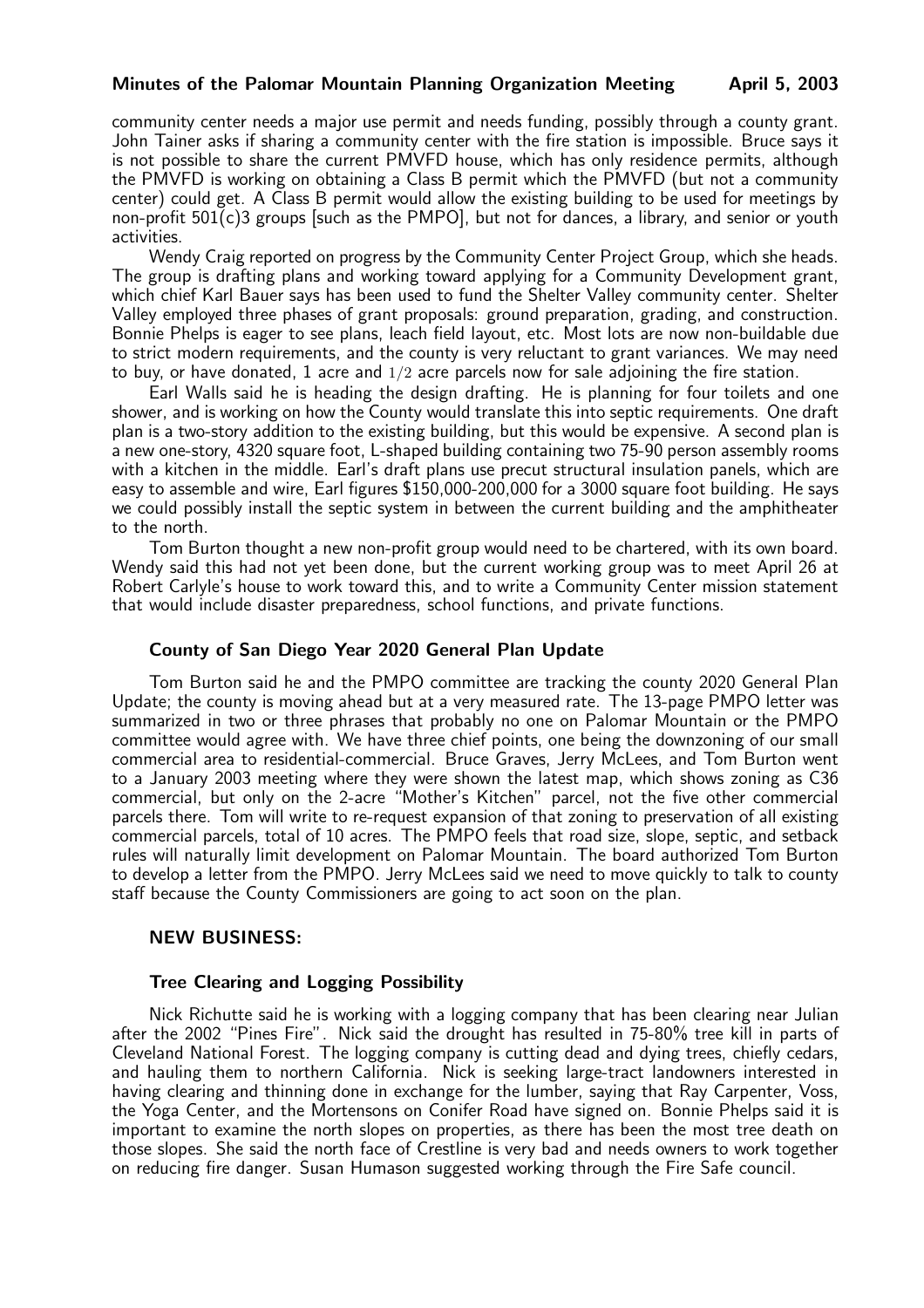community center needs a major use permit and needs funding, possibly through a county grant. John Tainer asks if sharing a community center with the fire station is impossible. Bruce says it is not possible to share the current PMVFD house, which has only residence permits, although the PMVFD is working on obtaining a Class B permit which the PMVFD (but not a community center) could get. A Class B permit would allow the existing building to be used for meetings by non-profit 501(c)3 groups [such as the PMPO], but not for dances, a library, and senior or youth activities.

Wendy Craig reported on progress by the Community Center Project Group, which she heads. The group is drafting plans and working toward applying for a Community Development grant, which chief Karl Bauer says has been used to fund the Shelter Valley community center. Shelter Valley employed three phases of grant proposals: ground preparation, grading, and construction. Bonnie Phelps is eager to see plans, leach field layout, etc. Most lots are now non-buildable due to strict modern requirements, and the county is very reluctant to grant variances. We may need to buy, or have donated, 1 acre and $1/2$ acre parcels now for sale adjoining the fire station.

Earl Walls said he is heading the design drafting. He is planning for four toilets and one shower, and is working on how the County would translate this into septic requirements. One draft plan is a two-story addition to the existing building, but this would be expensive. A second plan is a new one-story, 4320 square foot, L-shaped building containing two 75-90 person assembly rooms with a kitchen in the middle. Earl's draft plans use precut structural insulation panels, which are easy to assemble and wire, Earl figures $150,000-200,000 for a 3000 square foot building. He says we could possibly install the septic system in between the current building and the amphitheater to the north.

Tom Burton thought a new non-profit group would need to be chartered, with its own board. Wendy said this had not yet been done, but the current working group was to meet April 26 at Robert Carlyle's house to work toward this, and to write a Community Center mission statement that would include disaster preparedness, school functions, and private functions.

### County of San Diego Year 2020 General Plan Update

Tom Burton said he and the PMPO committee are tracking the county 2020 General Plan Update; the county is moving ahead but at a very measured rate. The 13-page PMPO letter was summarized in two or three phrases that probably no one on Palomar Mountain or the PMPO committee would agree with. We have three chief points, one being the downzoning of our small commercial area to residential-commercial. Bruce Graves, Jerry McLees, and Tom Burton went to a January 2003 meeting where they were shown the latest map, which shows zoning as C36 commercial, but only on the 2-acre "Mother's Kitchen" parcel, not the five other commercial parcels there. Tom will write to re-request expansion of that zoning to preservation of all existing commercial parcels, total of 10 acres. The PMPO feels that road size, slope, septic, and setback rules will naturally limit development on Palomar Mountain. The board authorized Tom Burton to develop a letter from the PMPO. Jerry McLees said we need to move quickly to talk to county staff because the County Commissioners are going to act soon on the plan.

## NEW BUSINESS:

### Tree Clearing and Logging Possibility

Nick Richutte said he is working with a logging company that has been clearing near Julian after the 2002 "Pines Fire". Nick said the drought has resulted in 75-80% tree kill in parts of Cleveland National Forest. The logging company is cutting dead and dying trees, chiefly cedars, and hauling them to northern California. Nick is seeking large-tract landowners interested in having clearing and thinning done in exchange for the lumber, saying that Ray Carpenter, Voss, the Yoga Center, and the Mortensons on Conifer Road have signed on. Bonnie Phelps said it is important to examine the north slopes on properties, as there has been the most tree death on those slopes. She said the north face of Crestline is very bad and needs owners to work together on reducing fire danger. Susan Humason suggested working through the Fire Safe council.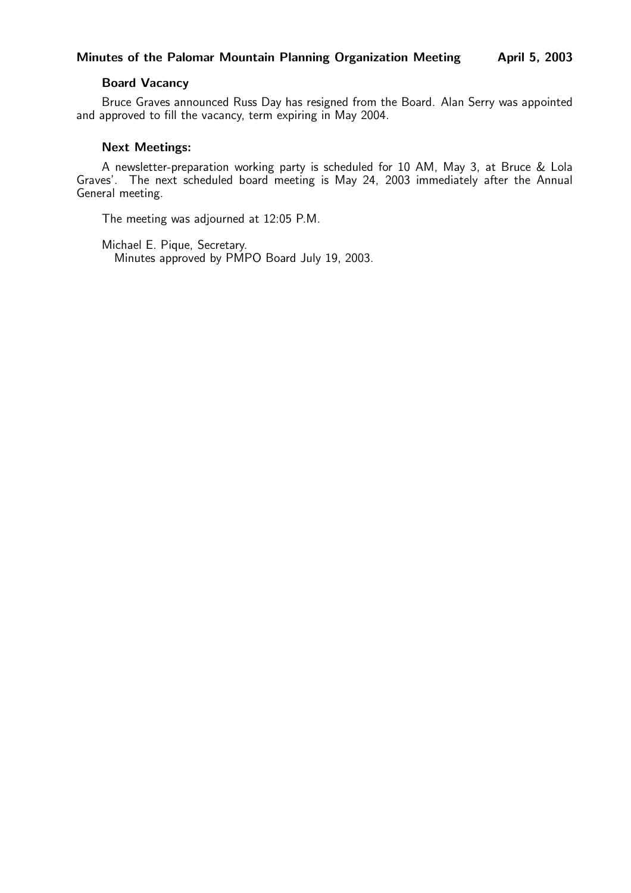### Board Vacancy

Bruce Graves announced Russ Day has resigned from the Board. Alan Serry was appointed and approved to fill the vacancy, term expiring in May 2004.

### Next Meetings:

A newsletter-preparation working party is scheduled for 10 AM, May 3, at Bruce & Lola Graves'. The next scheduled board meeting is May 24, 2003 immediately after the Annual General meeting.

The meeting was adjourned at 12:05 P.M.

Michael E. Pique, Secretary.
Minutes approved by PMPO Board July 19, 2003.